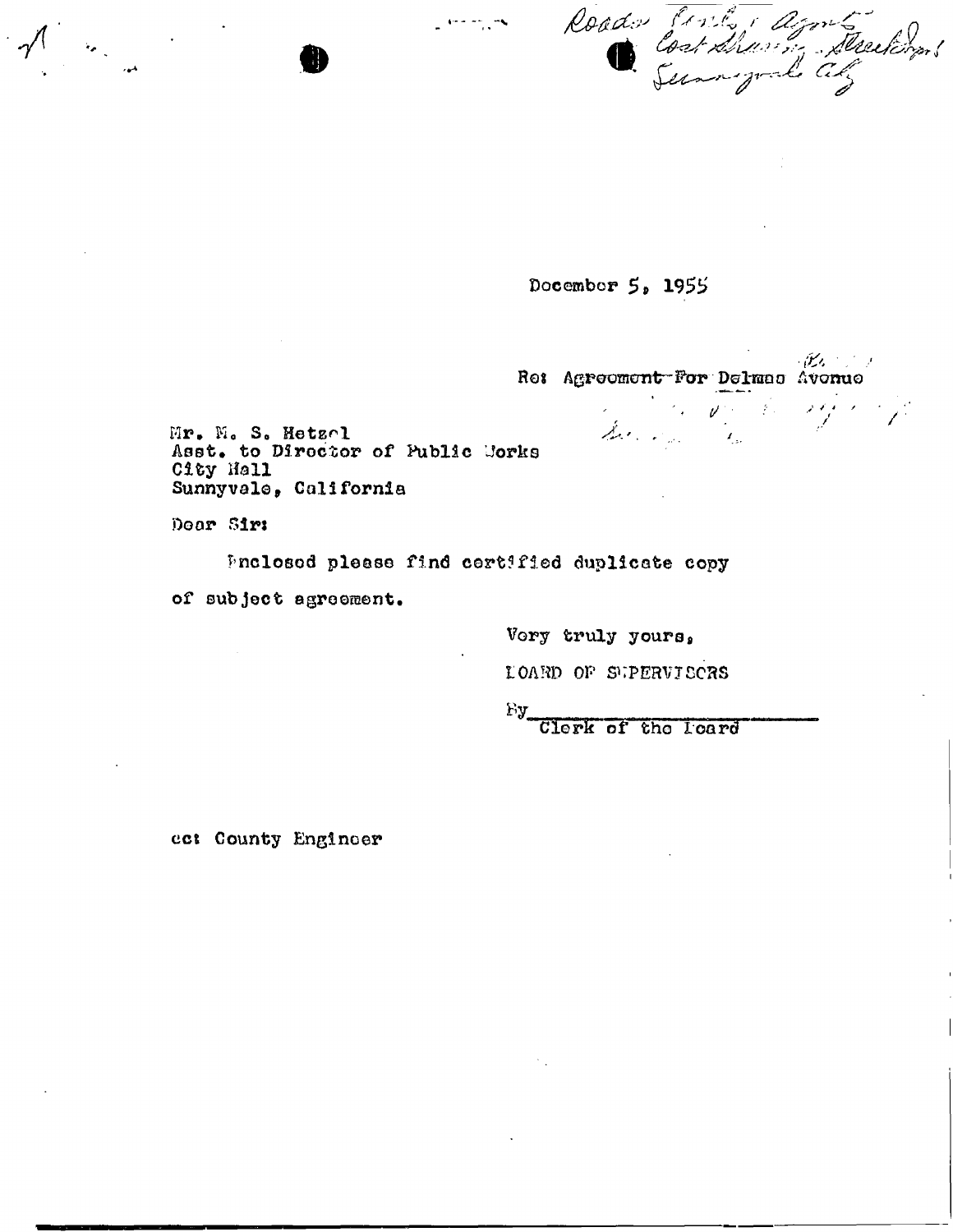Roads Cost Sharing Agmts. Delmas Avenue Sunnyvale City

December 5, 1955

Re: Agreement For Delmas Avenue

Mr. M. S. Hetzel
Asst. to Director of Public Works
City Hall
Sunnyvale, California

Dear Sir:

Enclosed please find certified duplicate copy of subject agreement.

Very truly yours,

BOARD OF SUPERVISORS

By\_\_\_\_\_\_\_\_\_\_\_\_\_\_\_\_\_\_\_\_\_\_\_\_
Clerk of the Board

cc: County Engineer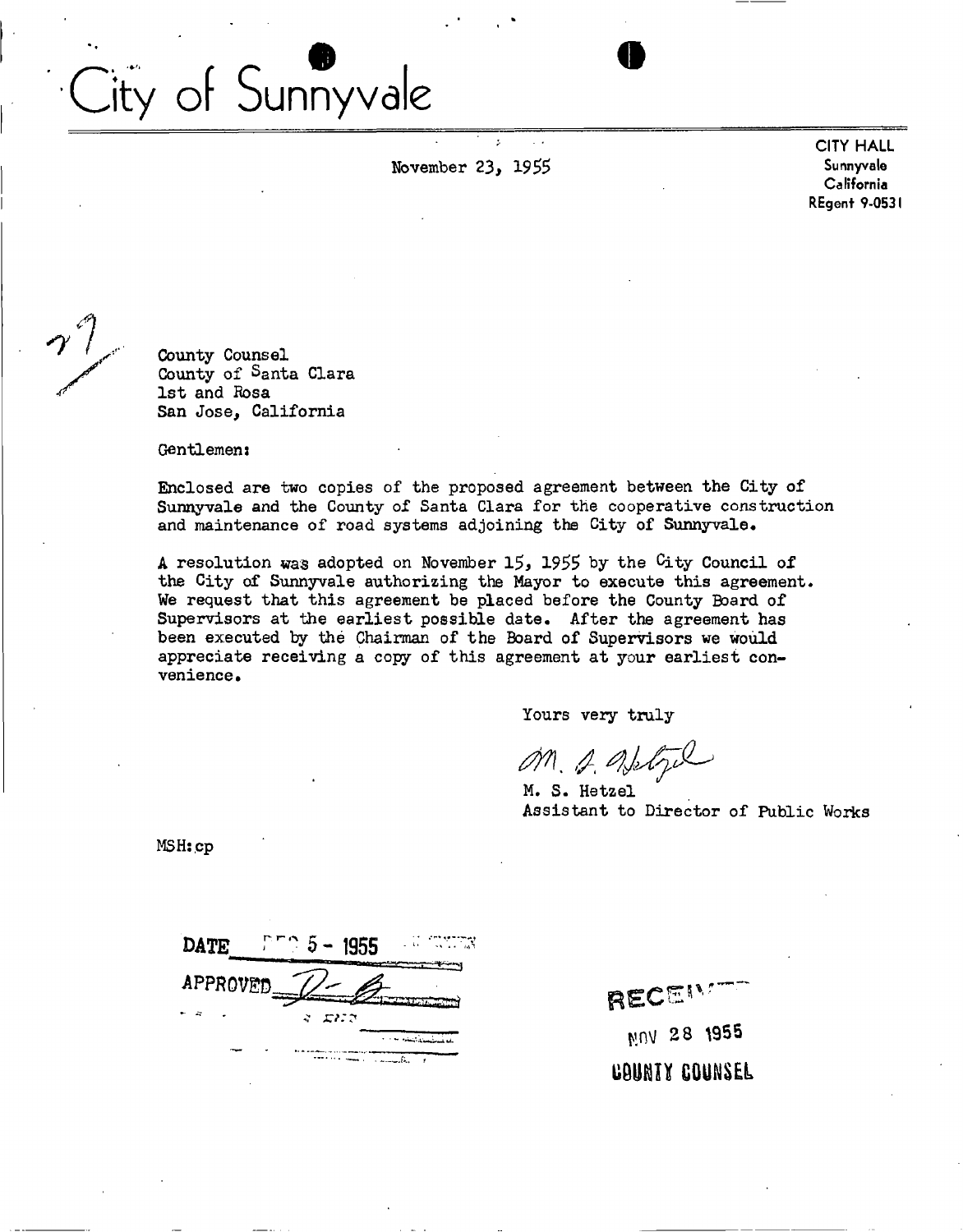# City of Sunnyvale

November 23, 1955

CITY HALL
Sunnyvale
California
REgent 9-0531

County Counsel
County of Santa Clara
1st and Rosa
San Jose, California

Gentlemen:

Enclosed are two copies of the proposed agreement between the City of Sunnyvale and the County of Santa Clara for the cooperative construction and maintenance of road systems adjoining the City of Sunnyvale.

A resolution was adopted on November 15, 1955 by the City Council of the City of Sunnyvale authorizing the Mayor to execute this agreement. We request that this agreement be placed before the County Board of Supervisors at the earliest possible date. After the agreement has been executed by the Chairman of the Board of Supervisors we would appreciate receiving a copy of this agreement at your earliest convenience.

Yours very truly

M. S. Hetzel
Assistant to Director of Public Works

MSH:cp

DATE DEC 5 - 1955
APPROVED

RECEIVED
NOV 28 1955
COUNTY COUNSEL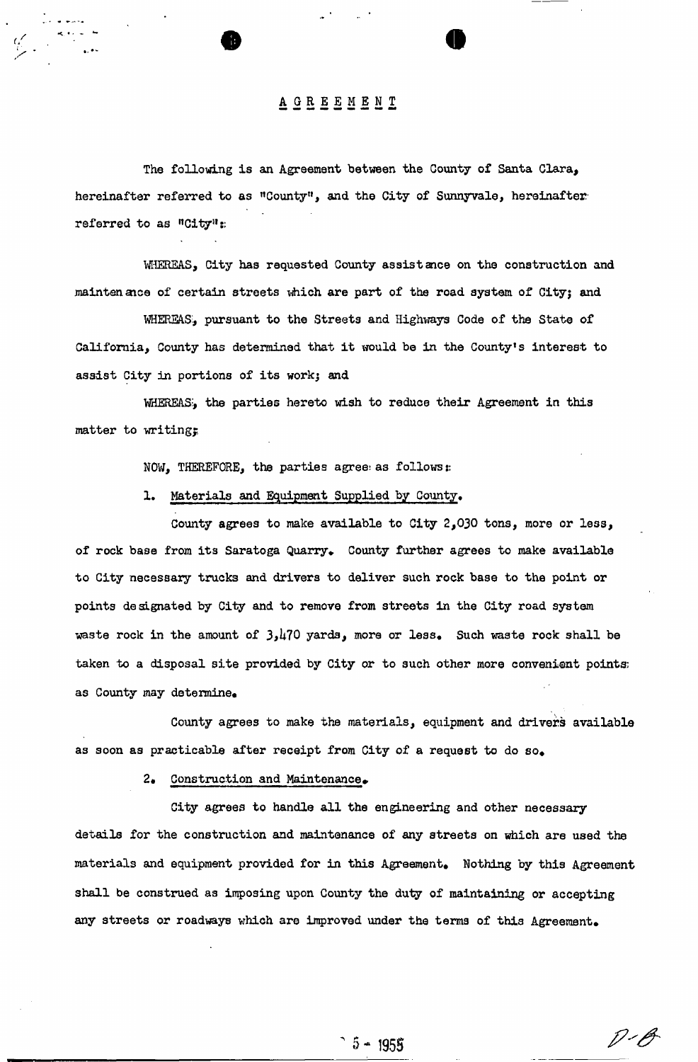# AGREEMENT

The following is an Agreement between the County of Santa Clara, hereinafter referred to as "County", and the City of Sunnyvale, hereinafter referred to as "City":

WHEREAS, City has requested County assistance on the construction and maintenance of certain streets which are part of the road system of City; and

WHEREAS, pursuant to the Streets and Highways Code of the State of California, County has determined that it would be in the County's interest to assist City in portions of its work; and

WHEREAS, the parties hereto wish to reduce their Agreement in this matter to writing;

NOW, THEREFORE, the parties agree as follows:

1. Materials and Equipment Supplied by County.

County agrees to make available to City 2,030 tons, more or less, of rock base from its Saratoga Quarry. County further agrees to make available to City necessary trucks and drivers to deliver such rock base to the point or points designated by City and to remove from streets in the City road system waste rock in the amount of 3,470 yards, more or less. Such waste rock shall be taken to a disposal site provided by City or to such other more convenient points as County may determine.

County agrees to make the materials, equipment and drivers available as soon as practicable after receipt from City of a request to do so.

2. Construction and Maintenance.

City agrees to handle all the engineering and other necessary details for the construction and maintenance of any streets on which are used the materials and equipment provided for in this Agreement. Nothing by this Agreement shall be construed as imposing upon County the duty of maintaining or accepting any streets or roadways which are improved under the terms of this Agreement.

5 - 1955

D-8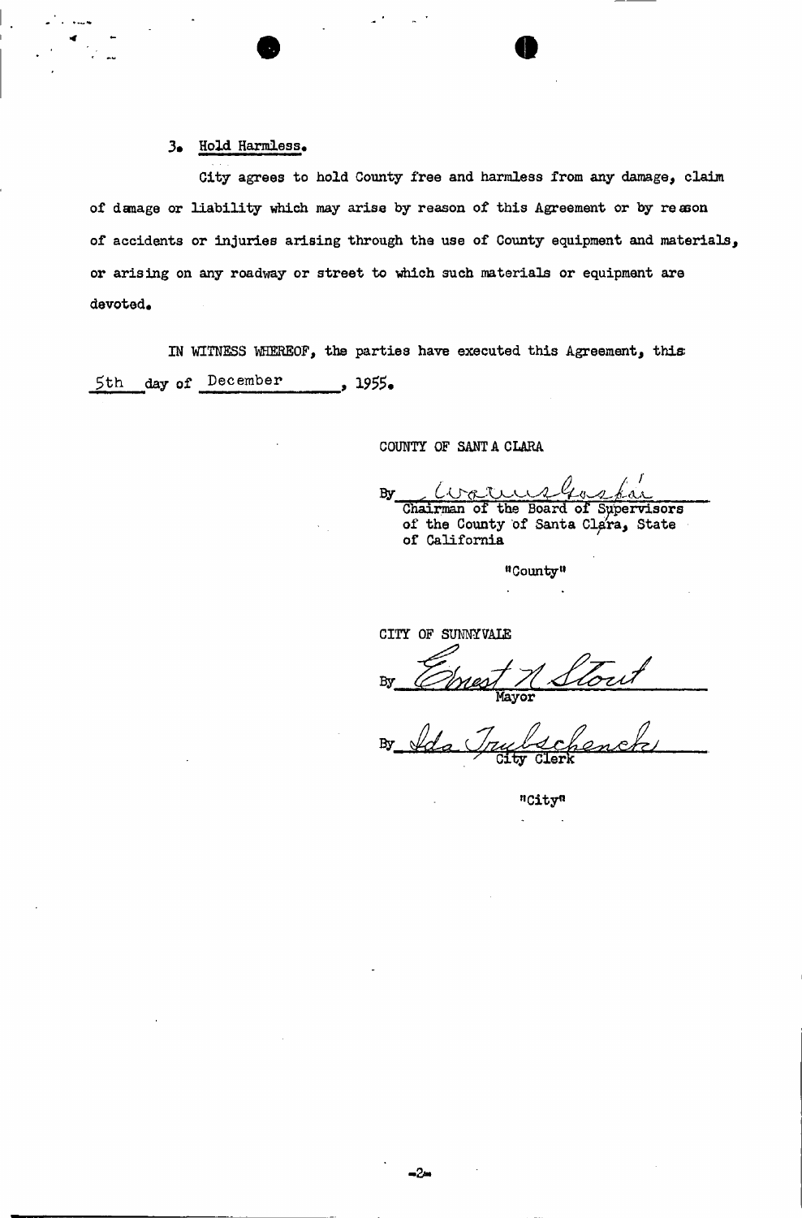3. Hold Harmless.

City agrees to hold County free and harmless from any damage, claim of damage or liability which may arise by reason of this Agreement or by reason of accidents or injuries arising through the use of County equipment and materials, or arising on any roadway or street to which such materials or equipment are devoted.

IN WITNESS WHEREOF, the parties have executed this Agreement, this 5th day of December, 1955.

COUNTY OF SANTA CLARA

By Warren Gosbar
Chairman of the Board of Supervisors of the County of Santa Clara, State of California

"County"

CITY OF SUNNYVALE

By Ernest N Stout
Mayor

By Ida Trubschenck
City Clerk

"City"